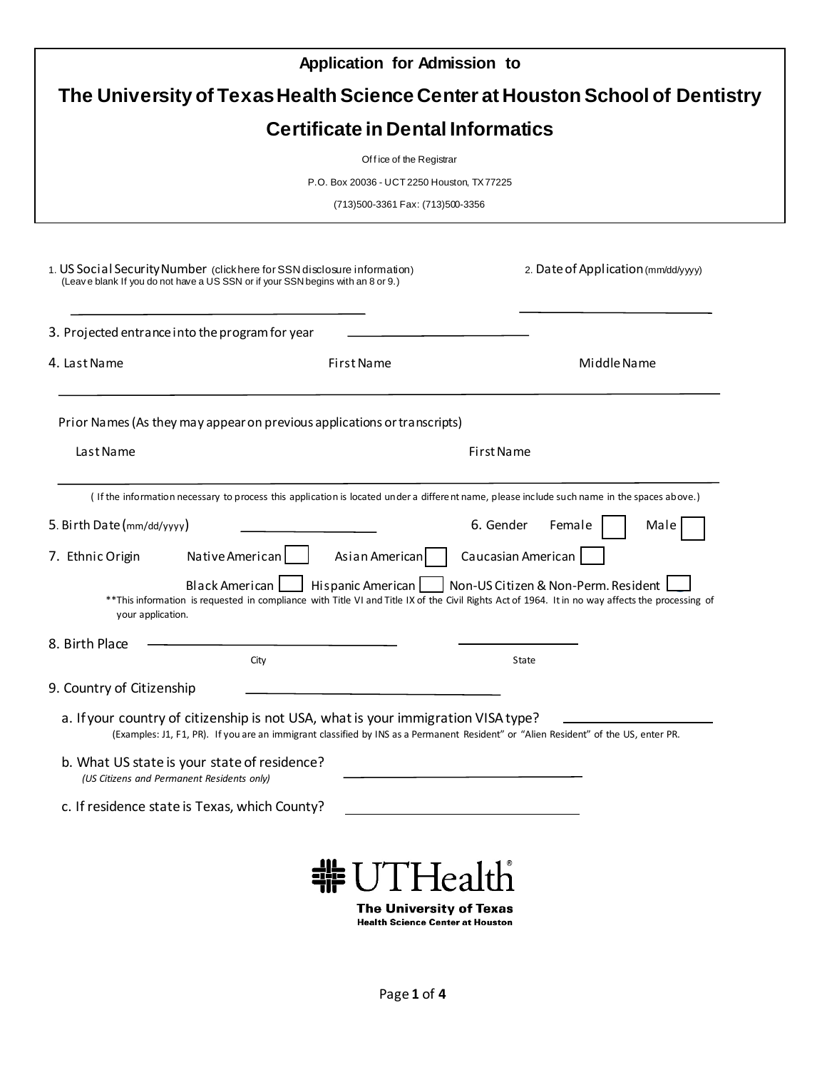# Application for Admission to

# The University of Texas Health Science Center at Houston School of Dentistry

## Certificate in Dental Informatics

Office of the Registrar

P.O. Box 20036 - UCT 2250 Houston, TX 77225

(713)500-3361 Fax: (713)500-3356

1. US Social Security Number (click here for SSN disclosure information)
   (Leave blank If you do not have a US SSN or if your SSN begins with an 8 or 9.)

   \_\_\_\_\_\_\_\_\_\_\_\_\_\_\_\_\_\_\_\_\_\_\_\_\_\_\_\_\_\_

2. Date of Application (mm/dd/yyyy)

   \_\_\_\_\_\_\_\_\_\_\_\_\_\_\_\_\_\_\_\_

3. Projected entrance into the program for year \_\_\_\_\_\_\_\_\_\_\_\_\_\_\_\_\_\_\_\_

4. Last Name First Name Middle Name

   \_\_\_\_\_\_\_\_\_\_\_\_\_\_\_\_\_\_\_\_\_\_\_\_\_\_\_\_\_\_\_\_\_\_\_\_\_\_\_\_\_\_\_\_\_\_\_\_\_\_\_\_\_\_\_\_

   Prior Names (As they may appear on previous applications or transcripts)

   Last Name First Name

   \_\_\_\_\_\_\_\_\_\_\_\_\_\_\_\_\_\_\_\_\_\_\_\_\_\_\_\_\_\_\_\_\_\_\_\_\_\_\_\_\_\_\_\_\_\_\_\_\_\_\_\_\_\_\_\_

   ( If the information necessary to process this application is located under a different name, please include such name in the spaces above.)

5. Birth Date (mm/dd/yyyy) \_\_\_\_\_\_\_\_\_\_\_\_\_\_\_\_\_\_\_\_

6. Gender Female ☐ Male ☐

7. Ethnic Origin Native American ☐ Asian American ☐ Caucasian American ☐ Black American ☐ Hispanic American ☐ Non-US Citizen & Non-Perm. Resident ☐

   **This information is requested in compliance with Title VI and Title IX of the Civil Rights Act of 1964. It in no way affects the processing of your application.

8. Birth Place \_\_\_\_\_\_\_\_\_\_\_\_\_\_\_\_\_\_\_\_ \_\_\_\_\_\_\_\_\_\_\_\_\_\_\_\_\_\_\_\_

   City State

9. Country of Citizenship \_\_\_\_\_\_\_\_\_\_\_\_\_\_\_\_\_\_\_\_

   a. If your country of citizenship is not USA, what is your immigration VISA type? \_\_\_\_\_\_\_\_\_\_\_\_\_\_\_\_\_\_\_\_

   (Examples: J1, F1, PR). If you are an immigrant classified by INS as a Permanent Resident" or "Alien Resident" of the US, enter PR.

   b. What US state is your state of residence? \_\_\_\_\_\_\_\_\_\_\_\_\_\_\_\_\_\_\_\_

   *(US Citizens and Permanent Residents only)*

   c. If residence state is Texas, which County? \_\_\_\_\_\_\_\_\_\_\_\_\_\_\_\_\_\_\_\_

UTHealth
**The University of Texas**
**Health Science Center at Houston**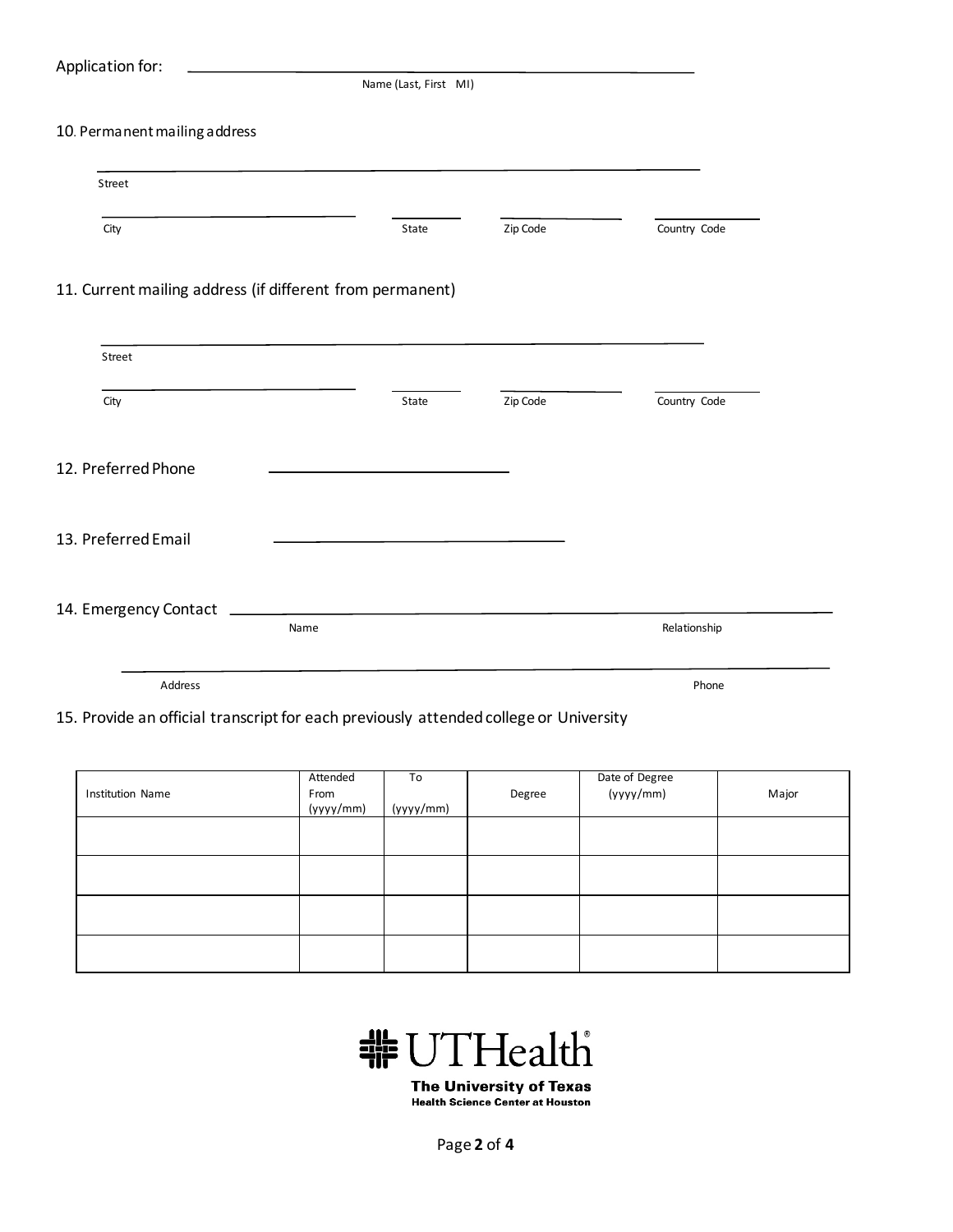Application for: ______________________________________________
Name (Last, First MI)

10. Permanent mailing address

______________________________________________
Street

______________________ ______ __________ __________
City State Zip Code Country Code

11. Current mailing address (if different from permanent)

______________________________________________
Street

______________________ ______ __________ __________
City State Zip Code Country Code

12. Preferred Phone ______________________

13. Preferred Email ______________________

14. Emergency Contact ______________________________________________
Name Relationship

______________________________________________
Address Phone

15. Provide an official transcript for each previously attended college or University

| Institution Name | Attended From (yyyy/mm) | To (yyyy/mm) | Degree | Date of Degree (yyyy/mm) | Major |
|---|---|---|---|---|---|
| | | | | | |
| | | | | | |
| | | | | | |
| | | | | | |

UTHealth
The University of Texas
Health Science Center at Houston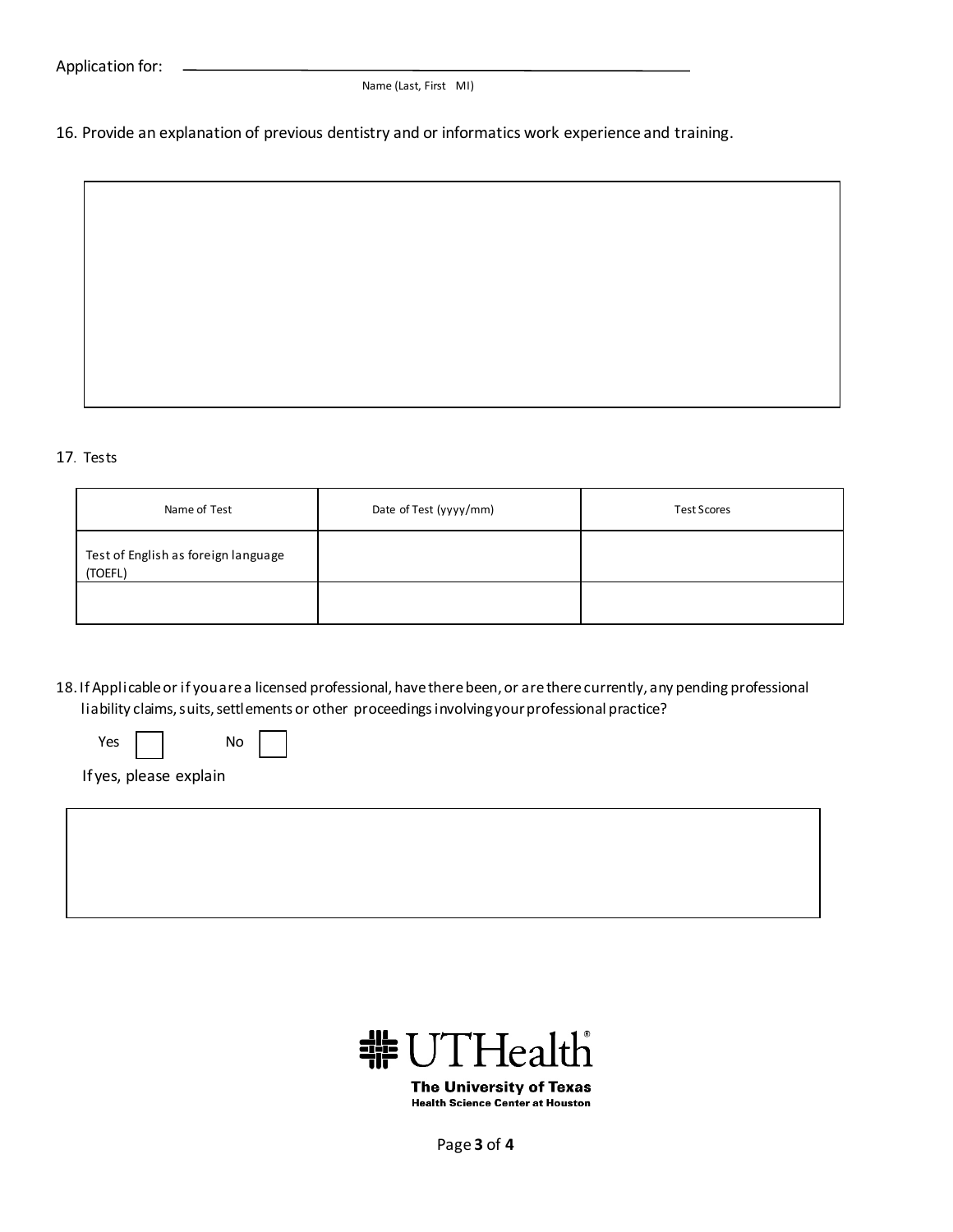Application for: ________________________________________

Name (Last, First MI)

16. Provide an explanation of previous dentistry and or informatics work experience and training.

17. Tests

| Name of Test | Date of Test (yyyy/mm) | Test Scores |
| --- | --- | --- |
| Test of English as foreign language (TOEFL) | | |
| | | |

18. If Applicable or if you are a licensed professional, have there been, or are there currently, any pending professional liability claims, suits, settlements or other proceedings involving your professional practice?

Yes ☐ No ☐

If yes, please explain

UTHealth
The University of Texas
Health Science Center at Houston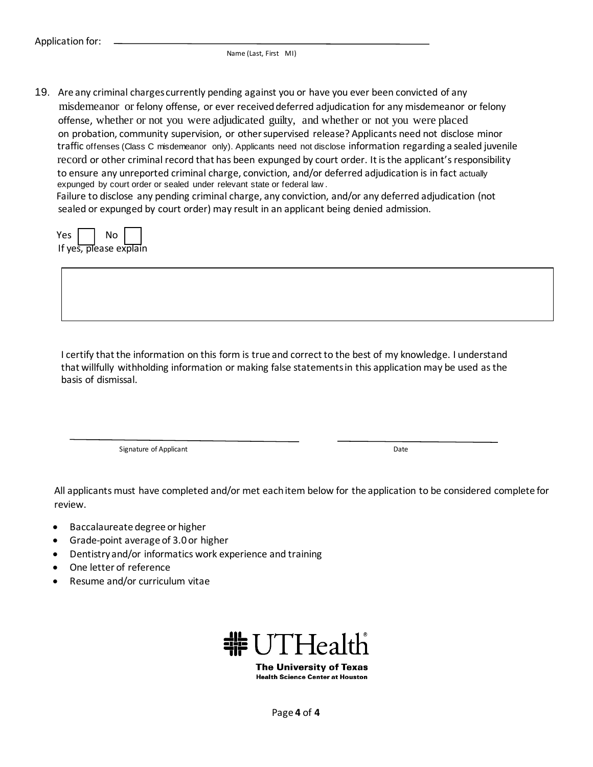Application for: ______________________________

Name (Last, First MI)

19. Are any criminal charges currently pending against you or have you ever been convicted of any misdemeanor or felony offense, or ever received deferred adjudication for any misdemeanor or felony offense, whether or not you were adjudicated guilty, and whether or not you were placed on probation, community supervision, or other supervised release? Applicants need not disclose minor traffic offenses (Class C misdemeanor only). Applicants need not disclose information regarding a sealed juvenile record or other criminal record that has been expunged by court order. It is the applicant's responsibility to ensure any unreported criminal charge, conviction, and/or deferred adjudication is in fact actually expunged by court order or sealed under relevant state or federal law.
Failure to disclose any pending criminal charge, any conviction, and/or any deferred adjudication (not sealed or expunged by court order) may result in an applicant being denied admission.

Yes ☐ No ☐
If yes, please explain

I certify that the information on this form is true and correct to the best of my knowledge. I understand that willfully withholding information or making false statements in this application may be used as the basis of dismissal.

______________________________ ______________________________

Signature of Applicant Date

All applicants must have completed and/or met each item below for the application to be considered complete for review.

- Baccalaureate degree or higher
- Grade-point average of 3.0 or higher
- Dentistry and/or informatics work experience and training
- One letter of reference
- Resume and/or curriculum vitae

UTHealth®
The University of Texas
Health Science Center at Houston